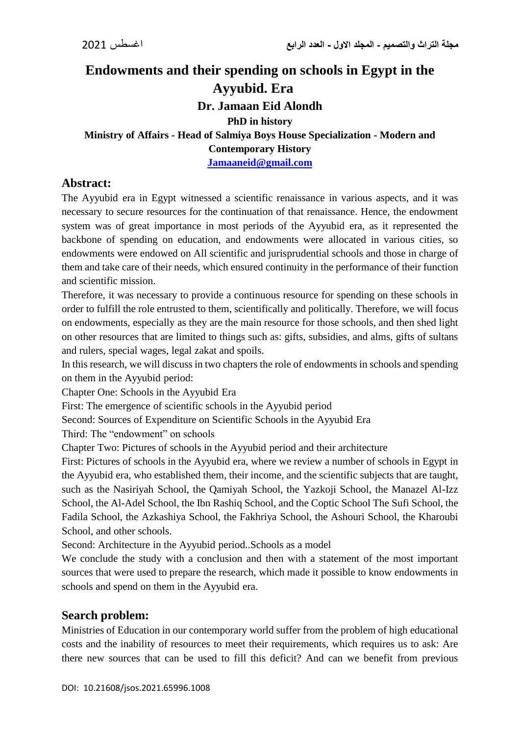# Endowments and their spending on schools in Egypt in the Ayyubid. Era

**Dr. Jamaan Eid Alondh**

**PhD in history**

**Ministry of Affairs - Head of Salmiya Boys House Specialization - Modern and Contemporary History**

**Jamaaneid@gmail.com**

## Abstract:

The Ayyubid era in Egypt witnessed a scientific renaissance in various aspects, and it was necessary to secure resources for the continuation of that renaissance. Hence, the endowment system was of great importance in most periods of the Ayyubid era, as it represented the backbone of spending on education, and endowments were allocated in various cities, so endowments were endowed on All scientific and jurisprudential schools and those in charge of them and take care of their needs, which ensured continuity in the performance of their function and scientific mission.

Therefore, it was necessary to provide a continuous resource for spending on these schools in order to fulfill the role entrusted to them, scientifically and politically. Therefore, we will focus on endowments, especially as they are the main resource for those schools, and then shed light on other resources that are limited to things such as: gifts, subsidies, and alms, gifts of sultans and rulers, special wages, legal zakat and spoils.

In this research, we will discuss in two chapters the role of endowments in schools and spending on them in the Ayyubid period:

Chapter One: Schools in the Ayyubid Era

First: The emergence of scientific schools in the Ayyubid period

Second: Sources of Expenditure on Scientific Schools in the Ayyubid Era

Third: The "endowment" on schools

Chapter Two: Pictures of schools in the Ayyubid period and their architecture

First: Pictures of schools in the Ayyubid era, where we review a number of schools in Egypt in the Ayyubid era, who established them, their income, and the scientific subjects that are taught, such as the Nasiriyah School, the Qamiyah School, the Yazkoji School, the Manazel Al-Izz School, the Al-Adel School, the Ibn Rashiq School, and the Coptic School The Sufi School, the Fadila School, the Azkashiya School, the Fakhriya School, the Ashouri School, the Kharoubi School, and other schools.

Second: Architecture in the Ayyubid period..Schools as a model

We conclude the study with a conclusion and then with a statement of the most important sources that were used to prepare the research, which made it possible to know endowments in schools and spend on them in the Ayyubid era.

## Search problem:

Ministries of Education in our contemporary world suffer from the problem of high educational costs and the inability of resources to meet their requirements, which requires us to ask: Are there new sources that can be used to fill this deficit? And can we benefit from previous

DOI: 10.21608/jsos.2021.65996.1008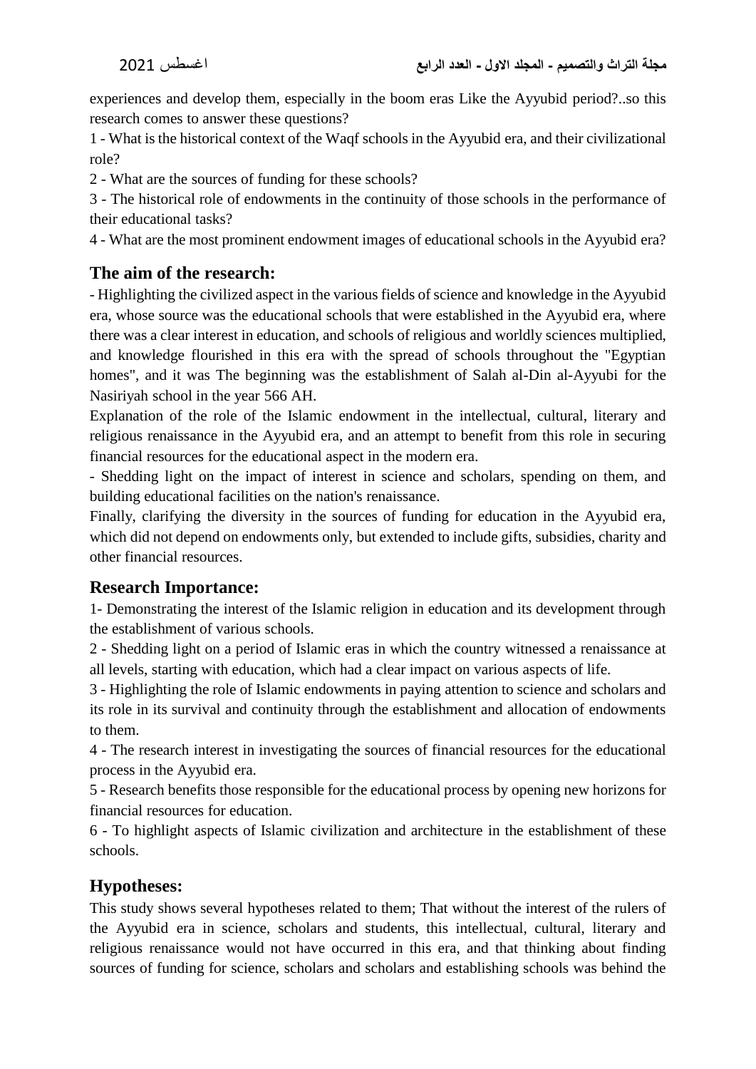experiences and develop them, especially in the boom eras Like the Ayyubid period?..so this research comes to answer these questions?

1 - What is the historical context of the Waqf schools in the Ayyubid era, and their civilizational role?

2 - What are the sources of funding for these schools?

3 - The historical role of endowments in the continuity of those schools in the performance of their educational tasks?

4 - What are the most prominent endowment images of educational schools in the Ayyubid era?

## The aim of the research:

- Highlighting the civilized aspect in the various fields of science and knowledge in the Ayyubid era, whose source was the educational schools that were established in the Ayyubid era, where there was a clear interest in education, and schools of religious and worldly sciences multiplied, and knowledge flourished in this era with the spread of schools throughout the "Egyptian homes", and it was The beginning was the establishment of Salah al-Din al-Ayyubi for the Nasiriyah school in the year 566 AH.

Explanation of the role of the Islamic endowment in the intellectual, cultural, literary and religious renaissance in the Ayyubid era, and an attempt to benefit from this role in securing financial resources for the educational aspect in the modern era.

- Shedding light on the impact of interest in science and scholars, spending on them, and building educational facilities on the nation's renaissance.

Finally, clarifying the diversity in the sources of funding for education in the Ayyubid era, which did not depend on endowments only, but extended to include gifts, subsidies, charity and other financial resources.

## Research Importance:

1- Demonstrating the interest of the Islamic religion in education and its development through the establishment of various schools.

2 - Shedding light on a period of Islamic eras in which the country witnessed a renaissance at all levels, starting with education, which had a clear impact on various aspects of life.

3 - Highlighting the role of Islamic endowments in paying attention to science and scholars and its role in its survival and continuity through the establishment and allocation of endowments to them.

4 - The research interest in investigating the sources of financial resources for the educational process in the Ayyubid era.

5 - Research benefits those responsible for the educational process by opening new horizons for financial resources for education.

6 - To highlight aspects of Islamic civilization and architecture in the establishment of these schools.

## Hypotheses:

This study shows several hypotheses related to them; That without the interest of the rulers of the Ayyubid era in science, scholars and students, this intellectual, cultural, literary and religious renaissance would not have occurred in this era, and that thinking about finding sources of funding for science, scholars and scholars and establishing schools was behind the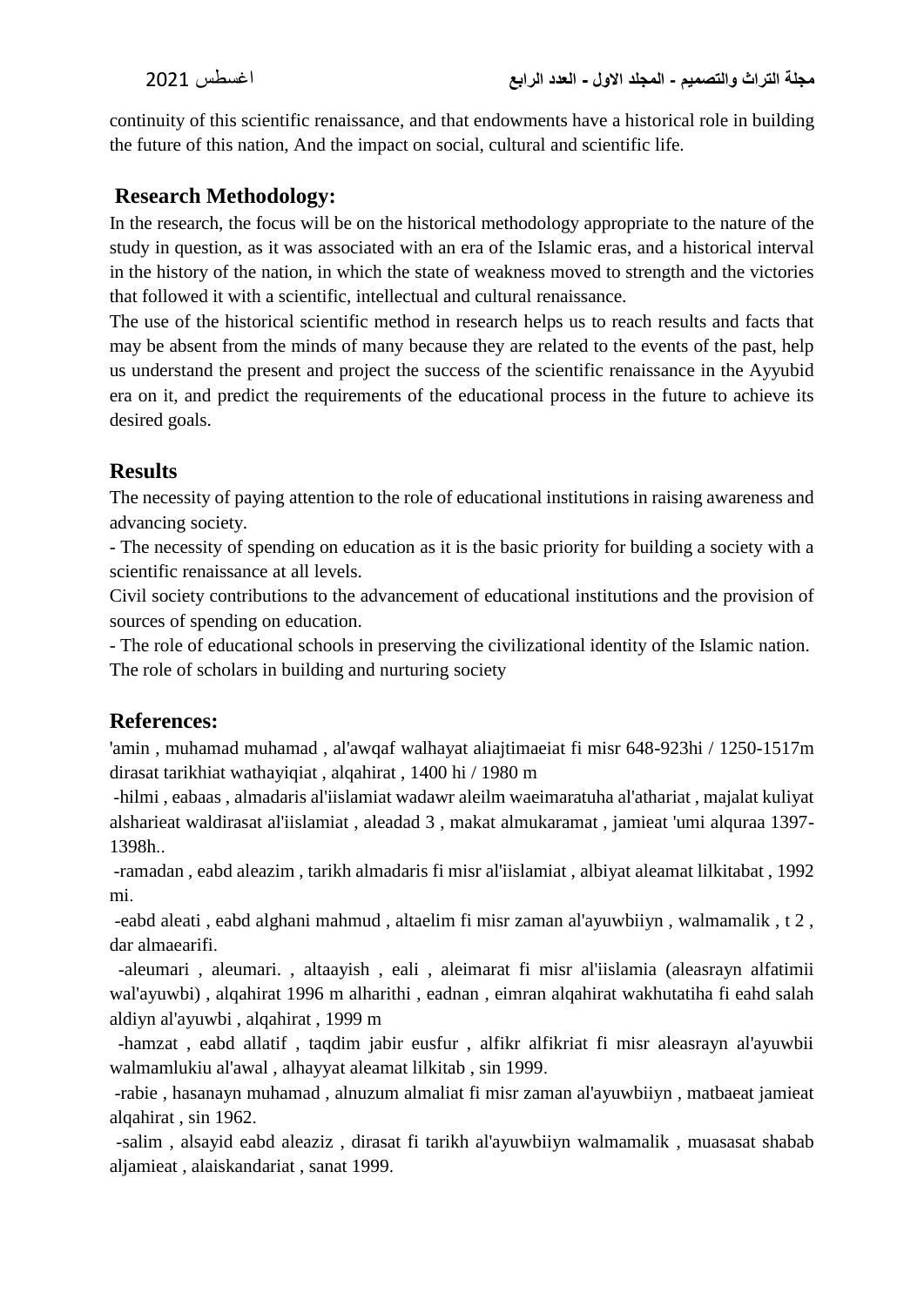continuity of this scientific renaissance, and that endowments have a historical role in building the future of this nation, And the impact on social, cultural and scientific life.

## Research Methodology:

In the research, the focus will be on the historical methodology appropriate to the nature of the study in question, as it was associated with an era of the Islamic eras, and a historical interval in the history of the nation, in which the state of weakness moved to strength and the victories that followed it with a scientific, intellectual and cultural renaissance.

The use of the historical scientific method in research helps us to reach results and facts that may be absent from the minds of many because they are related to the events of the past, help us understand the present and project the success of the scientific renaissance in the Ayyubid era on it, and predict the requirements of the educational process in the future to achieve its desired goals.

## Results

The necessity of paying attention to the role of educational institutions in raising awareness and advancing society.

- The necessity of spending on education as it is the basic priority for building a society with a scientific renaissance at all levels.

Civil society contributions to the advancement of educational institutions and the provision of sources of spending on education.

- The role of educational schools in preserving the civilizational identity of the Islamic nation.

The role of scholars in building and nurturing society

## References:

'amin , muhamad muhamad , al'awqaf walhayat aliajtimaeiat fi misr 648-923hi / 1250-1517m dirasat tarikhiat wathayiqiat , alqahirat , 1400 hi / 1980 m

-hilmi , eabaas , almadaris al'iislamiat wadawr aleilm waeimaratuha al'athariat , majalat kuliyat alsharieat waldirasat al'iislamiat , aleadad 3 , makat almukaramat , jamieat 'umi alquraa 1397-1398h..

-ramadan , eabd aleazim , tarikh almadaris fi misr al'iislamiat , albiyat aleamat lilkitabat , 1992 mi.

-eabd aleati , eabd alghani mahmud , altaelim fi misr zaman al'ayuwbiiyn , walmamalik , t 2 , dar almaearifi.

-aleumari , aleumari. , altaayish , eali , aleimarat fi misr al'iislamia (aleasrayn alfatimii wal'ayuwbi) , alqahirat 1996 m alharithi , eadnan , eimran alqahirat wakhutatiha fi eahd salah aldiyn al'ayuwbi , alqahirat , 1999 m

-hamzat , eabd allatif , taqdim jabir eusfur , alfikr alfikriat fi misr aleasrayn al'ayuwbii walmamlukiu al'awal , alhayyat aleamat lilkitab , sin 1999.

-rabie , hasanayn muhamad , alnuzum almaliat fi misr zaman al'ayuwbiiyn , matbaeat jamieat alqahirat , sin 1962.

-salim , alsayid eabd aleaziz , dirasat fi tarikh al'ayuwbiiyn walmamalik , muasasat shabab aljamieat , alaiskandariat , sanat 1999.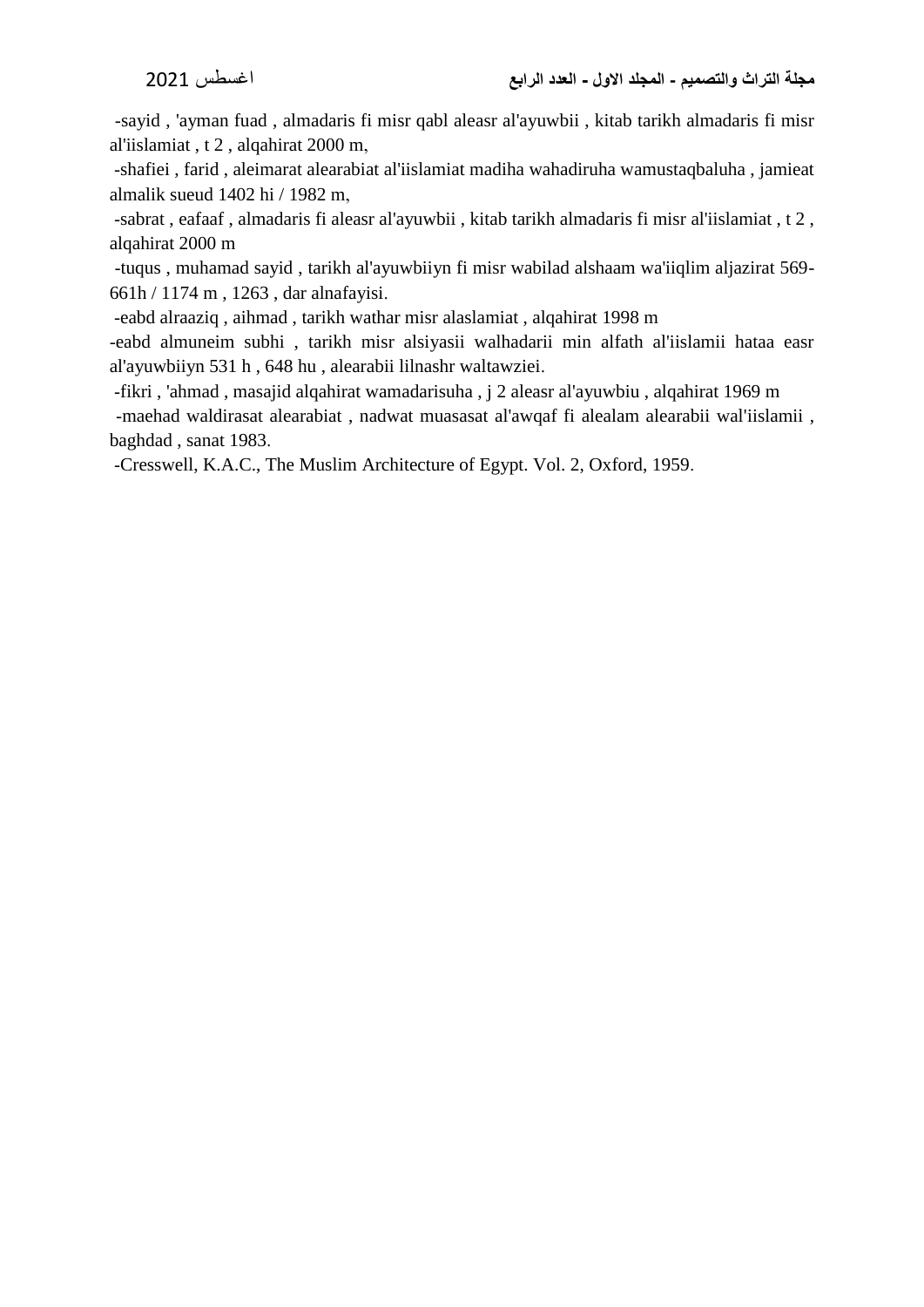-sayid , 'ayman fuad , almadaris fi misr qabl aleasr al'ayuwbii , kitab tarikh almadaris fi misr al'iislamiat , t 2 , alqahirat 2000 m,

-shafiei , farid , aleimarat alearabiat al'iislamiat madiha wahadiruha wamustaqbaluha , jamieat almalik sueud 1402 hi / 1982 m,

-sabrat , eafaaf , almadaris fi aleasr al'ayuwbii , kitab tarikh almadaris fi misr al'iislamiat , t 2 , alqahirat 2000 m

-tuqus , muhamad sayid , tarikh al'ayuwbiiyn fi misr wabilad alshaam wa'iiqlim aljazirat 569-661h / 1174 m , 1263 , dar alnafayisi.

-eabd alraaziq , aihmad , tarikh wathar misr alaslamiat , alqahirat 1998 m

-eabd almuneim subhi , tarikh misr alsiyasii walhadarii min alfath al'iislamii hataa easr al'ayuwbiiyn 531 h , 648 hu , alearabii lilnashr waltawziei.

-fikri , 'ahmad , masajid alqahirat wamadarisuha , j 2 aleasr al'ayuwbiu , alqahirat 1969 m

-maehad waldirasat alearabiat , nadwat muasasat al'awqaf fi alealam alearabii wal'iislamii , baghdad , sanat 1983.

-Cresswell, K.A.C., The Muslim Architecture of Egypt. Vol. 2, Oxford, 1959.